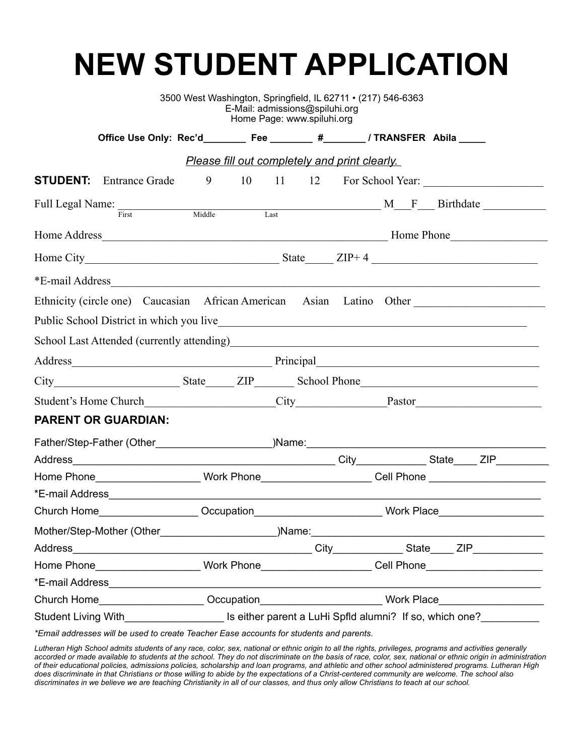# NEW STUDENT APPLICATION

3500 West Washington, Springfield, IL 62711 • (217) 546-6363
E-Mail: admissions@spiluhi.org
Home Page: www.spiluhi.org

**Office Use Only: Rec'd________ Fee ________ #________ / TRANSFER Abila _____**

*Please fill out completely and print clearly.*

**STUDENT:** Entrance Grade 9 10 11 12 For School Year: ____________________

Full Legal Name: ________________________________________ M___F___ Birthdate __________
First Middle Last

Home Address_____________________________________________ Home Phone________________

Home City______________________________ State_____ ZIP+ 4 __________________________

*E-mail Address_____________________________________________________________________

Ethnicity (circle one) Caucasian African American Asian Latino Other _____________________

Public School District in which you live_______________________________________________

School Last Attended (currently attending)____________________________________________

Address______________________________ Principal_________________________________

City____________________ State_____ ZIP_______ School Phone________________________

Student's Home Church_____________________City_______________Pastor____________________

**PARENT OR GUARDIAN:**

Father/Step-Father (Other___________________)Name:________________________________________

Address_____________________________________________ City___________ State____ ZIP_________

Home Phone_________________ Work Phone__________________ Cell Phone ___________________

*E-mail Address_____________________________________________________________________

Church Home________________ Occupation____________________ Work Place_________________

Mother/Step-Mother (Other___________________)Name:_______________________________________

Address________________________________________ City___________ State____ ZIP___________

Home Phone_________________ Work Phone__________________ Cell Phone___________________

*E-mail Address_____________________________________________________________________

Church Home_________________ Occupation____________________ Work Place_________________

Student Living With________________ Is either parent a LuHi Spfld alumni? If so, which one?_________

*\*Email addresses will be used to create Teacher Ease accounts for students and parents.*

*Lutheran High School admits students of any race, color, sex, national or ethnic origin to all the rights, privileges, programs and activities generally accorded or made available to students at the school. They do not discriminate on the basis of race, color, sex, national or ethnic origin in administration of their educational policies, admissions policies, scholarship and loan programs, and athletic and other school administered programs. Lutheran High does discriminate in that Christians or those willing to abide by the expectations of a Christ-centered community are welcome. The school also discriminates in we believe we are teaching Christianity in all of our classes, and thus only allow Christians to teach at our school.*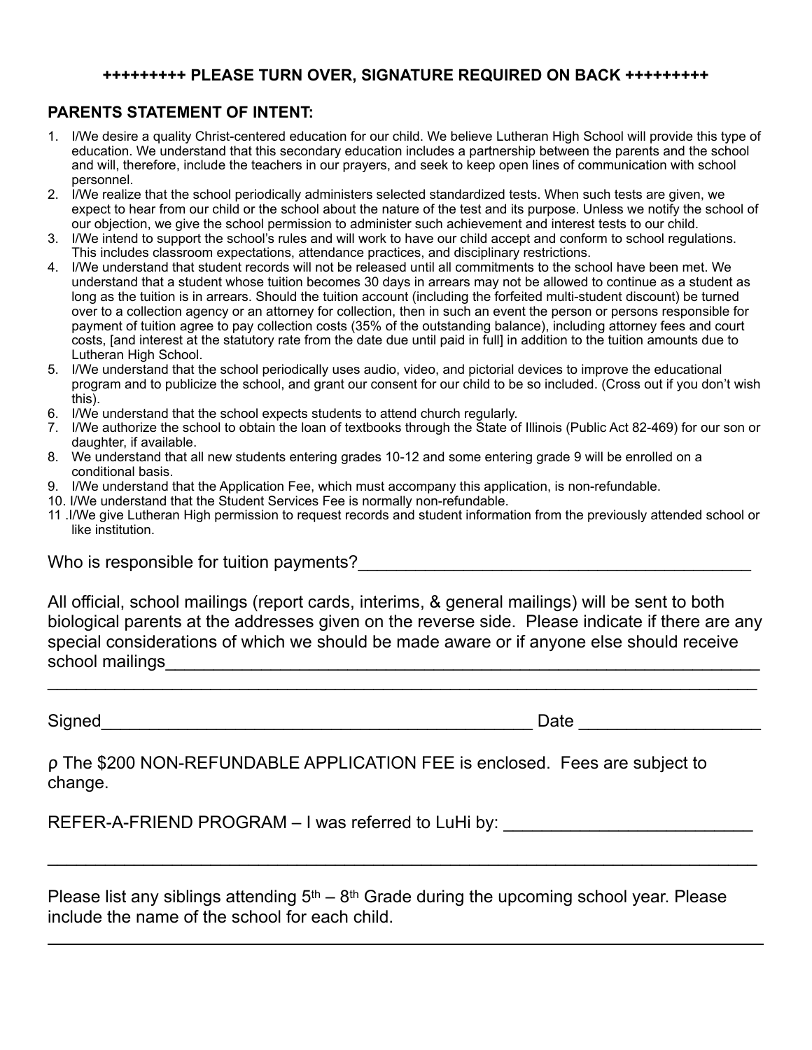**+++++++++ PLEASE TURN OVER, SIGNATURE REQUIRED ON BACK +++++++++**

**PARENTS STATEMENT OF INTENT:**

1. I/We desire a quality Christ-centered education for our child. We believe Lutheran High School will provide this type of education. We understand that this secondary education includes a partnership between the parents and the school and will, therefore, include the teachers in our prayers, and seek to keep open lines of communication with school personnel.
2. I/We realize that the school periodically administers selected standardized tests. When such tests are given, we expect to hear from our child or the school about the nature of the test and its purpose. Unless we notify the school of our objection, we give the school permission to administer such achievement and interest tests to our child.
3. I/We intend to support the school's rules and will work to have our child accept and conform to school regulations. This includes classroom expectations, attendance practices, and disciplinary restrictions.
4. I/We understand that student records will not be released until all commitments to the school have been met. We understand that a student whose tuition becomes 30 days in arrears may not be allowed to continue as a student as long as the tuition is in arrears. Should the tuition account (including the forfeited multi-student discount) be turned over to a collection agency or an attorney for collection, then in such an event the person or persons responsible for payment of tuition agree to pay collection costs (35% of the outstanding balance), including attorney fees and court costs, [and interest at the statutory rate from the date due until paid in full] in addition to the tuition amounts due to Lutheran High School.
5. I/We understand that the school periodically uses audio, video, and pictorial devices to improve the educational program and to publicize the school, and grant our consent for our child to be so included. (Cross out if you don't wish this).
6. I/We understand that the school expects students to attend church regularly.
7. I/We authorize the school to obtain the loan of textbooks through the State of Illinois (Public Act 82-469) for our son or daughter, if available.
8. We understand that all new students entering grades 10-12 and some entering grade 9 will be enrolled on a conditional basis.
9. I/We understand that the Application Fee, which must accompany this application, is non-refundable.
10. I/We understand that the Student Services Fee is normally non-refundable.
11. I/We give Lutheran High permission to request records and student information from the previously attended school or like institution.

Who is responsible for tuition payments?__________________________________________

All official, school mailings (report cards, interims, & general mailings) will be sent to both biological parents at the addresses given on the reverse side. Please indicate if there are any special considerations of which we should be made aware or if anyone else should receive school mailings_________________________________________________________________

_____________________________________________________________________________

Signed_______________________________________________ Date ___________________

ρ The $200 NON-REFUNDABLE APPLICATION FEE is enclosed. Fees are subject to change.

REFER-A-FRIEND PROGRAM – I was referred to LuHi by: __________________________

_____________________________________________________________________________

Please list any siblings attending 5th – 8th Grade during the upcoming school year. Please include the name of the school for each child.

_____________________________________________________________________________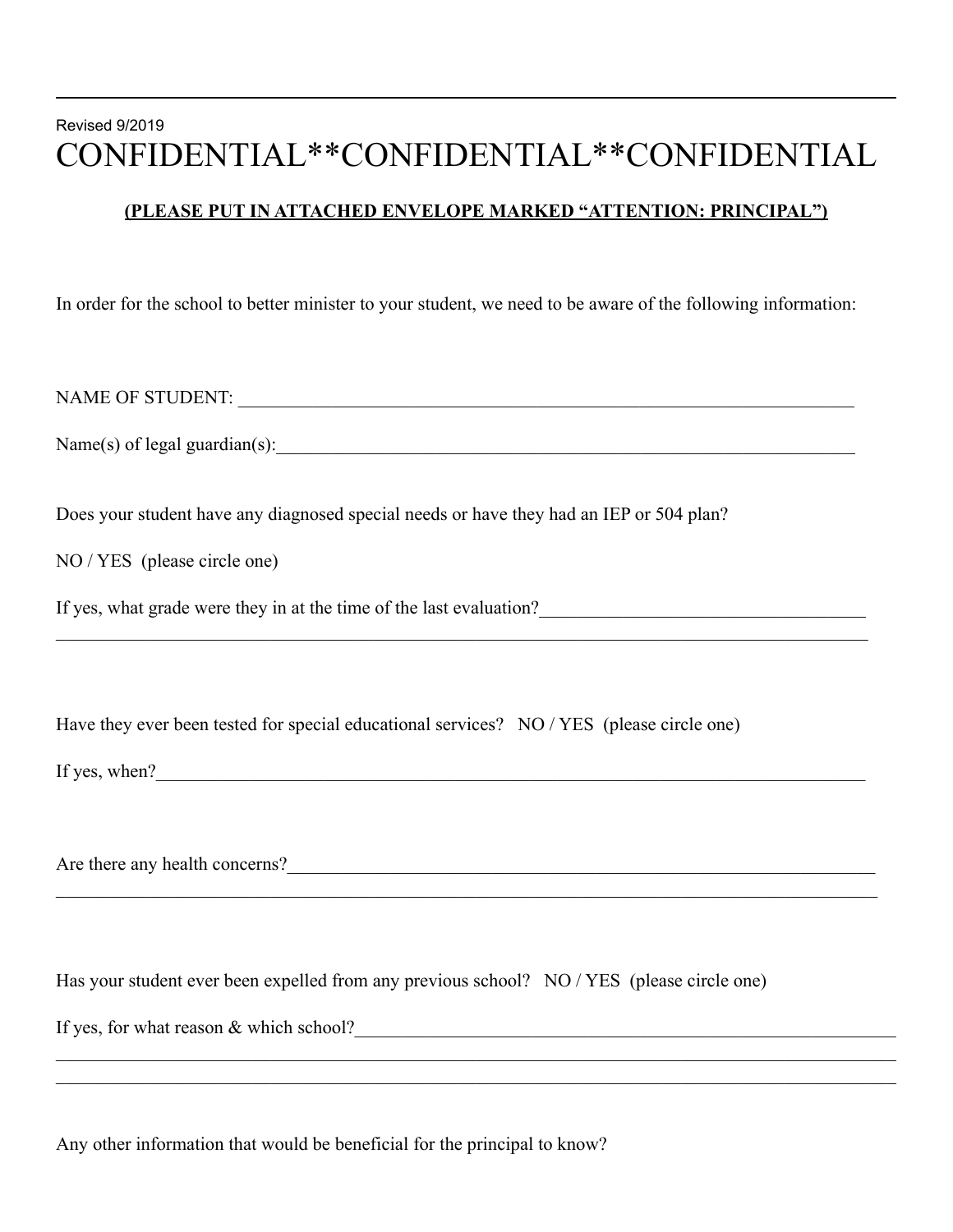Revised 9/2019

# CONFIDENTIAL**CONFIDENTIAL**CONFIDENTIAL

**(PLEASE PUT IN ATTACHED ENVELOPE MARKED "ATTENTION: PRINCIPAL")**

In order for the school to better minister to your student, we need to be aware of the following information:

NAME OF STUDENT: ______________________________________________________________________

Name(s) of legal guardian(s):_________________________________________________________________

Does your student have any diagnosed special needs or have they had an IEP or 504 plan?

NO / YES (please circle one)

If yes, what grade were they in at the time of the last evaluation?___________________________________
__________________________________________________________________________________________

Have they ever been tested for special educational services? NO / YES (please circle one)

If yes, when?_______________________________________________________________________________

Are there any health concerns?_________________________________________________________________
__________________________________________________________________________________________

Has your student ever been expelled from any previous school? NO / YES (please circle one)

If yes, for what reason & which school?__________________________________________________________
__________________________________________________________________________________________
__________________________________________________________________________________________

Any other information that would be beneficial for the principal to know?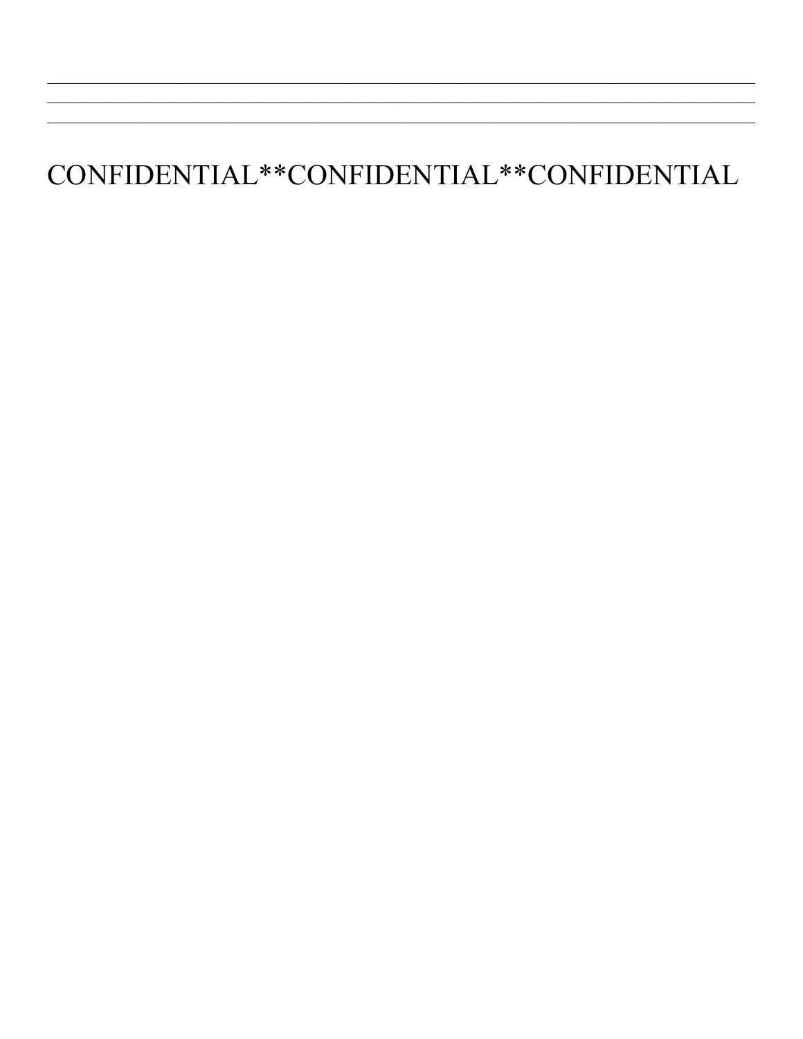CONFIDENTIAL**CONFIDENTIAL**CONFIDENTIAL